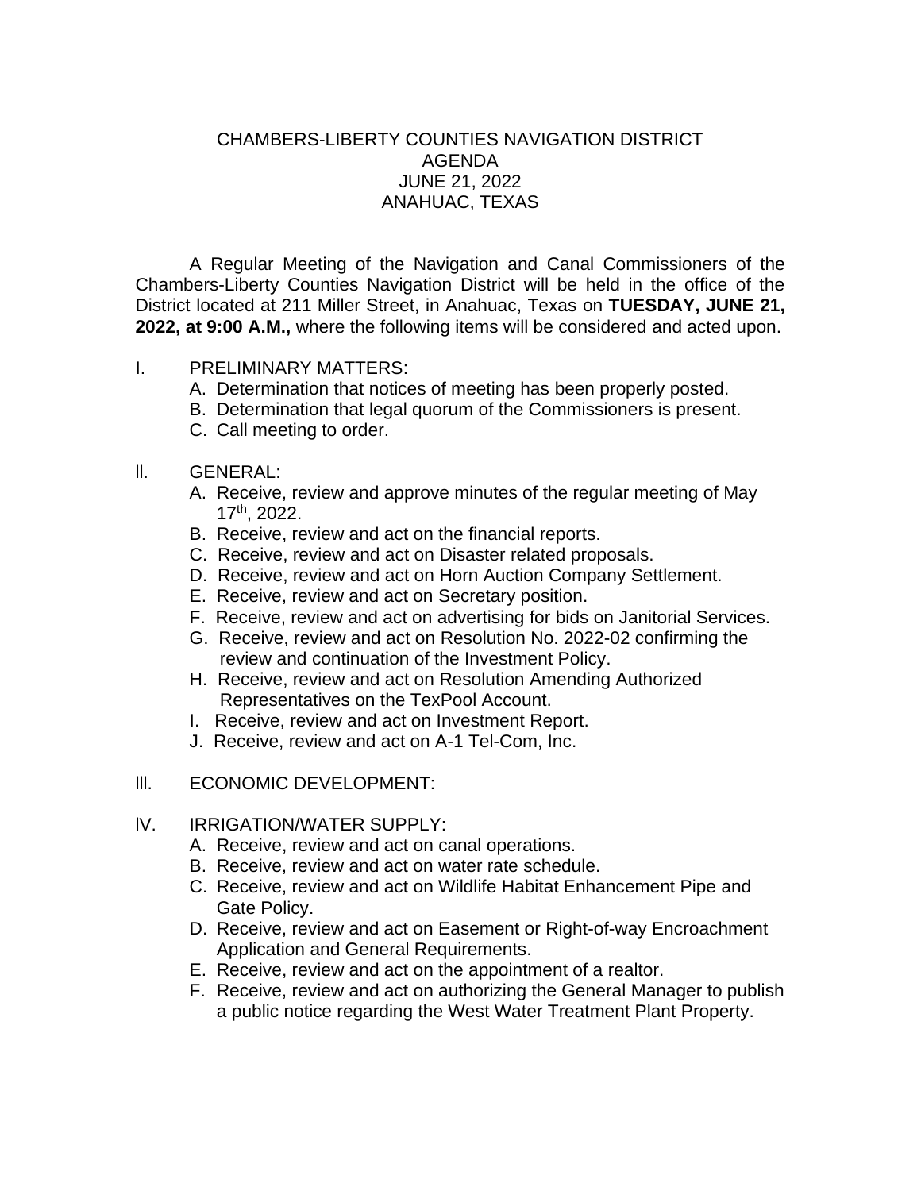# CHAMBERS-LIBERTY COUNTIES NAVIGATION DISTRICT
## AGENDA
## JUNE 21, 2022
## ANAHUAC, TEXAS

A Regular Meeting of the Navigation and Canal Commissioners of the Chambers-Liberty Counties Navigation District will be held in the office of the District located at 211 Miller Street, in Anahuac, Texas on **TUESDAY, JUNE 21, 2022, at 9:00 A.M.,** where the following items will be considered and acted upon.

I. PRELIMINARY MATTERS:
   - A. Determination that notices of meeting has been properly posted.
   - B. Determination that legal quorum of the Commissioners is present.
   - C. Call meeting to order.

II. GENERAL:
   - A. Receive, review and approve minutes of the regular meeting of May 17th, 2022.
   - B. Receive, review and act on the financial reports.
   - C. Receive, review and act on Disaster related proposals.
   - D. Receive, review and act on Horn Auction Company Settlement.
   - E. Receive, review and act on Secretary position.
   - F. Receive, review and act on advertising for bids on Janitorial Services.
   - G. Receive, review and act on Resolution No. 2022-02 confirming the review and continuation of the Investment Policy.
   - H. Receive, review and act on Resolution Amending Authorized Representatives on the TexPool Account.
   - I. Receive, review and act on Investment Report.
   - J. Receive, review and act on A-1 Tel-Com, Inc.

III. ECONOMIC DEVELOPMENT:

IV. IRRIGATION/WATER SUPPLY:
   - A. Receive, review and act on canal operations.
   - B. Receive, review and act on water rate schedule.
   - C. Receive, review and act on Wildlife Habitat Enhancement Pipe and Gate Policy.
   - D. Receive, review and act on Easement or Right-of-way Encroachment Application and General Requirements.
   - E. Receive, review and act on the appointment of a realtor.
   - F. Receive, review and act on authorizing the General Manager to publish a public notice regarding the West Water Treatment Plant Property.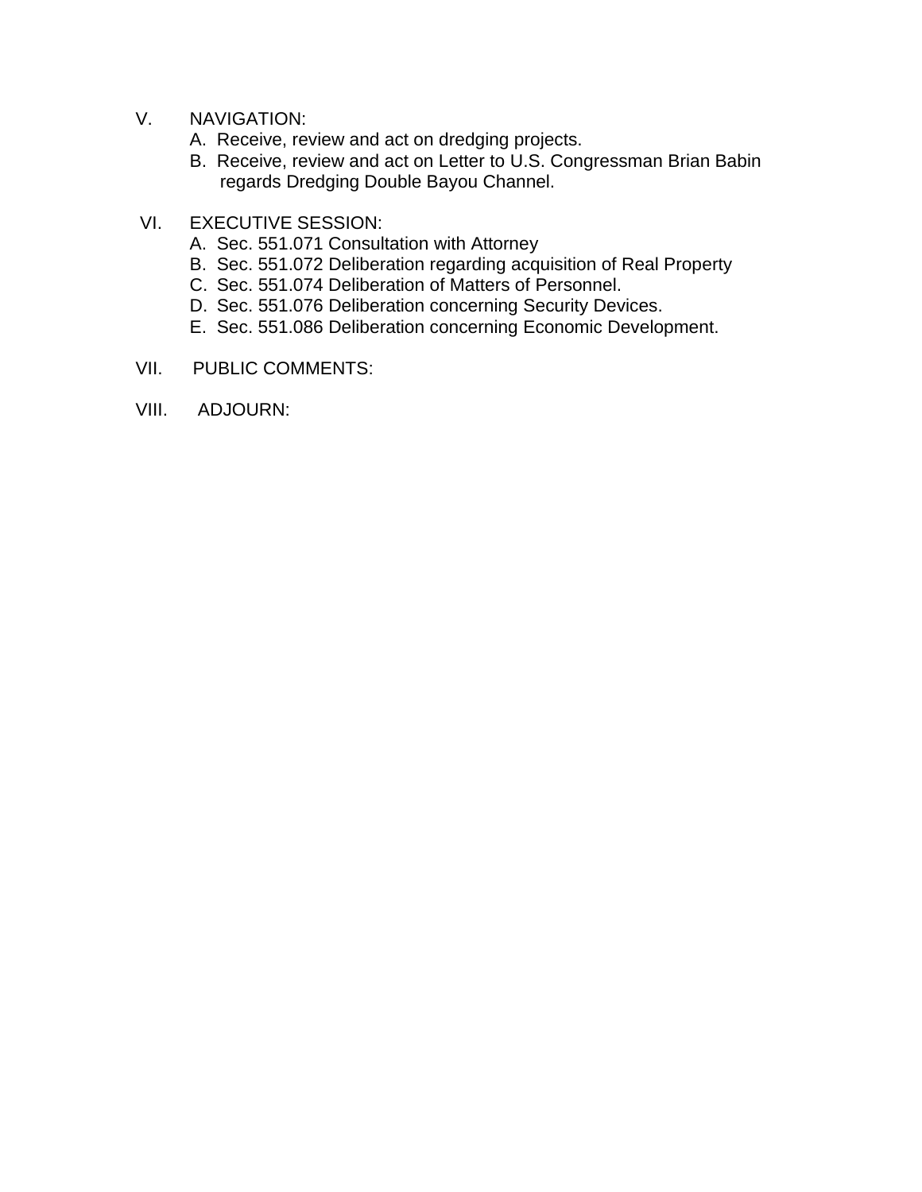V. NAVIGATION:

A. Receive, review and act on dredging projects.

B. Receive, review and act on Letter to U.S. Congressman Brian Babin regards Dredging Double Bayou Channel.

VI. EXECUTIVE SESSION:

A. Sec. 551.071 Consultation with Attorney

B. Sec. 551.072 Deliberation regarding acquisition of Real Property

C. Sec. 551.074 Deliberation of Matters of Personnel.

D. Sec. 551.076 Deliberation concerning Security Devices.

E. Sec. 551.086 Deliberation concerning Economic Development.

VII. PUBLIC COMMENTS:

VIII. ADJOURN: